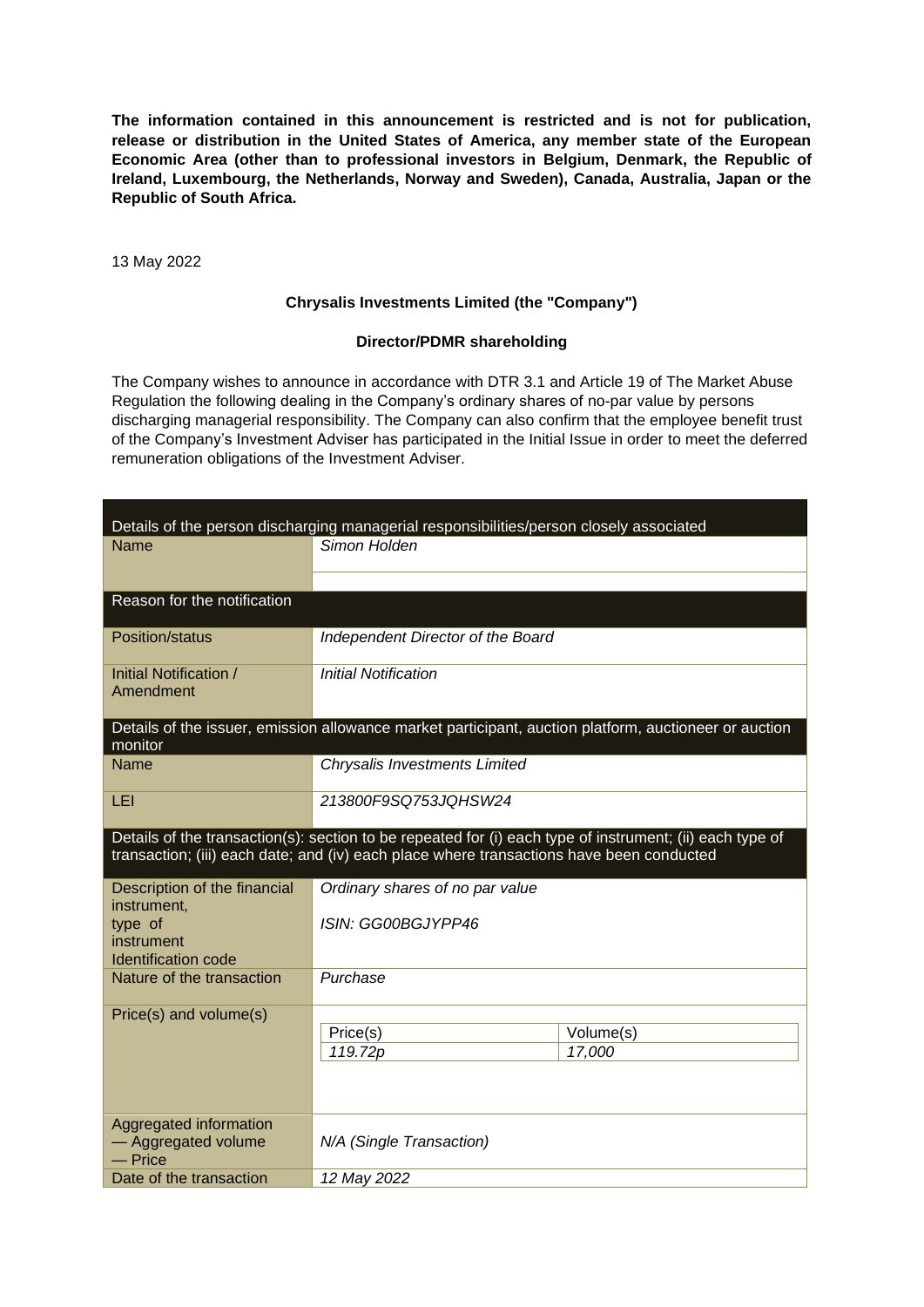**The information contained in this announcement is restricted and is not for publication, release or distribution in the United States of America, any member state of the European Economic Area (other than to professional investors in Belgium, Denmark, the Republic of Ireland, Luxembourg, the Netherlands, Norway and Sweden), Canada, Australia, Japan or the Republic of South Africa.**

13 May 2022

**Chrysalis Investments Limited (the "Company")**

**Director/PDMR shareholding**

The Company wishes to announce in accordance with DTR 3.1 and Article 19 of The Market Abuse Regulation the following dealing in the Company's ordinary shares of no-par value by persons discharging managerial responsibility. The Company can also confirm that the employee benefit trust of the Company's Investment Adviser has participated in the Initial Issue in order to meet the deferred remuneration obligations of the Investment Adviser.

| Details of the person discharging managerial responsibilities/person closely associated | | |
|---|---|---|
| Name | *Simon Holden* | |
| Reason for the notification | | |
| Position/status | *Independent Director of the Board* | |
| Initial Notification / Amendment | *Initial Notification* | |
| Details of the issuer, emission allowance market participant, auction platform, auctioneer or auction monitor | | |
| Name | *Chrysalis Investments Limited* | |
| LEI | *213800F9SQ753JQHSW24* | |
| Details of the transaction(s): section to be repeated for (i) each type of instrument; (ii) each type of transaction; (iii) each date; and (iv) each place where transactions have been conducted | | |
| Description of the financial instrument, type of instrument Identification code | *Ordinary shares of no par value* ISIN: *GG00BGJYPP46* | |
| Nature of the transaction | *Purchase* | |
| Price(s) and volume(s) | Price(s) | Volume(s) |
| | *119.72p* | *17,000* |
| Aggregated information — Aggregated volume — Price | *N/A (Single Transaction)* | |
| Date of the transaction | *12 May 2022* | |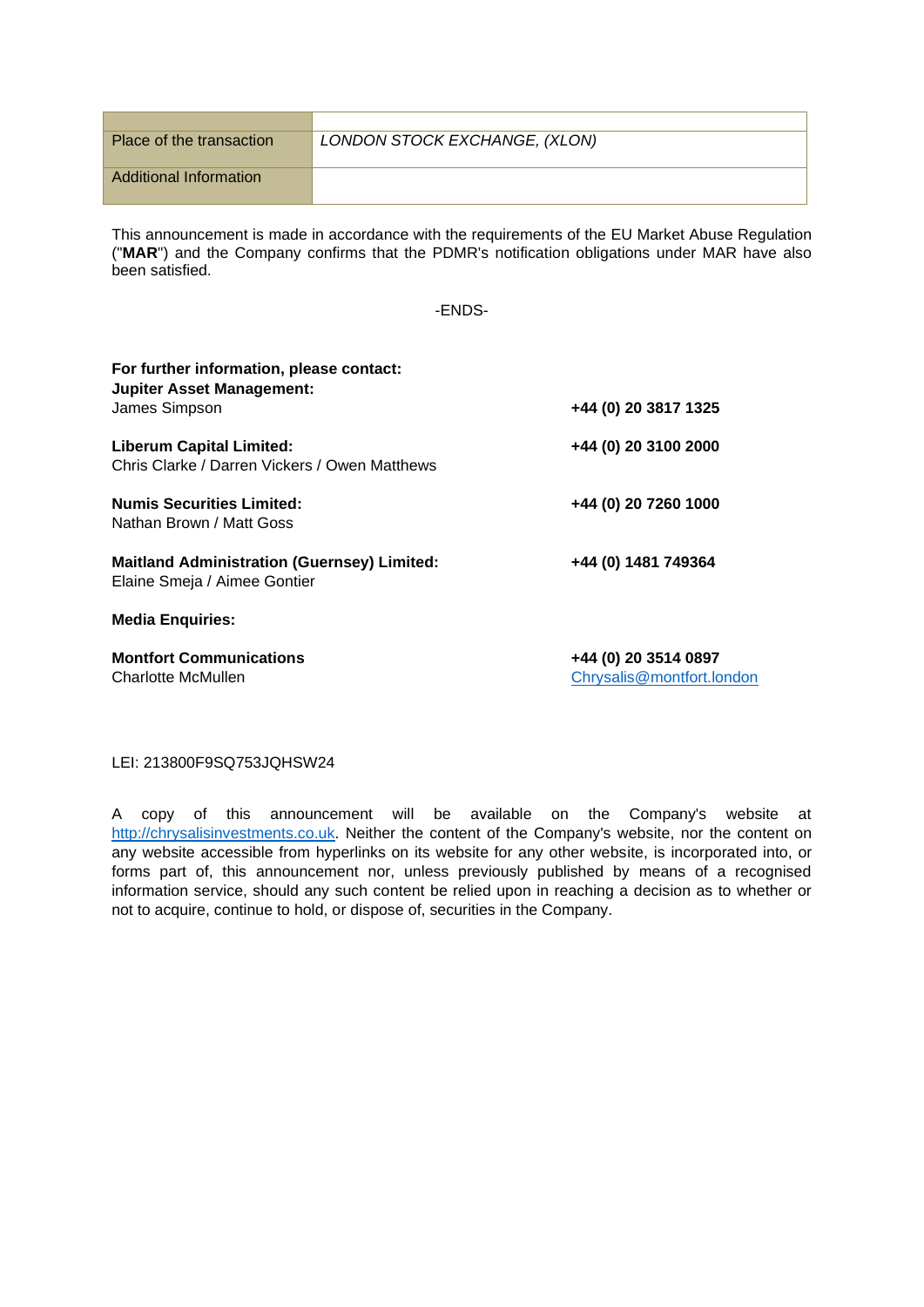| | |
|---|---|
| Place of the transaction | *LONDON STOCK EXCHANGE, (XLON)* |
| Additional Information | |

This announcement is made in accordance with the requirements of the EU Market Abuse Regulation ("**MAR**") and the Company confirms that the PDMR's notification obligations under MAR have also been satisfied.

-ENDS-

**For further information, please contact:**

**Jupiter Asset Management:**
James Simpson — **+44 (0) 20 3817 1325**

**Liberum Capital Limited:** — **+44 (0) 20 3100 2000**
Chris Clarke / Darren Vickers / Owen Matthews

**Numis Securities Limited:** — **+44 (0) 20 7260 1000**
Nathan Brown / Matt Goss

**Maitland Administration (Guernsey) Limited:** — **+44 (0) 1481 749364**
Elaine Smeja / Aimee Gontier

**Media Enquiries:**

**Montfort Communications** — **+44 (0) 20 3514 0897**
Charlotte McMullen — Chrysalis@montfort.london

LEI: 213800F9SQ753JQHSW24

A copy of this announcement will be available on the Company's website at http://chrysalisinvestments.co.uk. Neither the content of the Company's website, nor the content on any website accessible from hyperlinks on its website for any other website, is incorporated into, or forms part of, this announcement nor, unless previously published by means of a recognised information service, should any such content be relied upon in reaching a decision as to whether or not to acquire, continue to hold, or dispose of, securities in the Company.